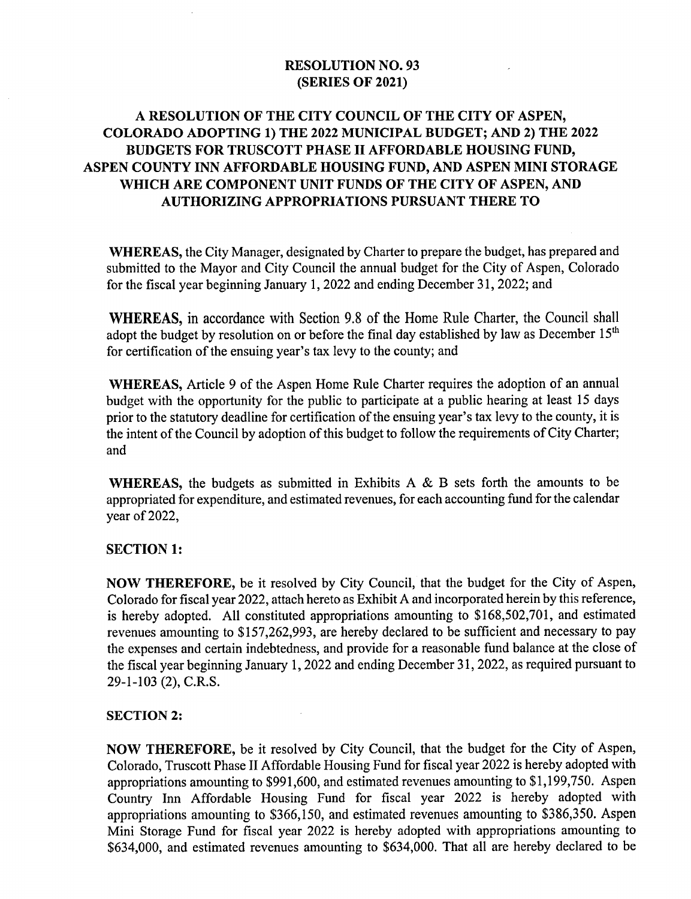# RESOLUTION NO. 93
# (SERIES OF 2021)

## A RESOLUTION OF THE CITY COUNCIL OF THE CITY OF ASPEN, COLORADO ADOPTING 1) THE 2022 MUNICIPAL BUDGET; AND 2) THE 2022 BUDGETS FOR TRUSCOTT PHASE II AFFORDABLE HOUSING FUND, ASPEN COUNTY INN AFFORDABLE HOUSING FUND, AND ASPEN MINI STORAGE WHICH ARE COMPONENT UNIT FUNDS OF THE CITY OF ASPEN, AND AUTHORIZING APPROPRIATIONS PURSUANT THERE TO

**WHEREAS,** the City Manager, designated by Charter to prepare the budget, has prepared and submitted to the Mayor and City Council the annual budget for the City of Aspen, Colorado for the fiscal year beginning January 1, 2022 and ending December 31, 2022; and

**WHEREAS,** in accordance with Section 9.8 of the Home Rule Charter, the Council shall adopt the budget by resolution on or before the final day established by law as December 15th for certification of the ensuing year's tax levy to the county; and

**WHEREAS,** Article 9 of the Aspen Home Rule Charter requires the adoption of an annual budget with the opportunity for the public to participate at a public hearing at least 15 days prior to the statutory deadline for certification of the ensuing year's tax levy to the county, it is the intent of the Council by adoption of this budget to follow the requirements of City Charter; and

**WHEREAS,** the budgets as submitted in Exhibits A & B sets forth the amounts to be appropriated for expenditure, and estimated revenues, for each accounting fund for the calendar year of 2022,

**SECTION 1:**

**NOW THEREFORE,** be it resolved by City Council, that the budget for the City of Aspen, Colorado for fiscal year 2022, attach hereto as Exhibit A and incorporated herein by this reference, is hereby adopted. All constituted appropriations amounting to $168,502,701, and estimated revenues amounting to $157,262,993, are hereby declared to be sufficient and necessary to pay the expenses and certain indebtedness, and provide for a reasonable fund balance at the close of the fiscal year beginning January 1, 2022 and ending December 31, 2022, as required pursuant to 29-1-103 (2), C.R.S.

**SECTION 2:**

**NOW THEREFORE,** be it resolved by City Council, that the budget for the City of Aspen, Colorado, Truscott Phase II Affordable Housing Fund for fiscal year 2022 is hereby adopted with appropriations amounting to $991,600, and estimated revenues amounting to $1,199,750. Aspen Country Inn Affordable Housing Fund for fiscal year 2022 is hereby adopted with appropriations amounting to $366,150, and estimated revenues amounting to $386,350. Aspen Mini Storage Fund for fiscal year 2022 is hereby adopted with appropriations amounting to $634,000, and estimated revenues amounting to $634,000. That all are hereby declared to be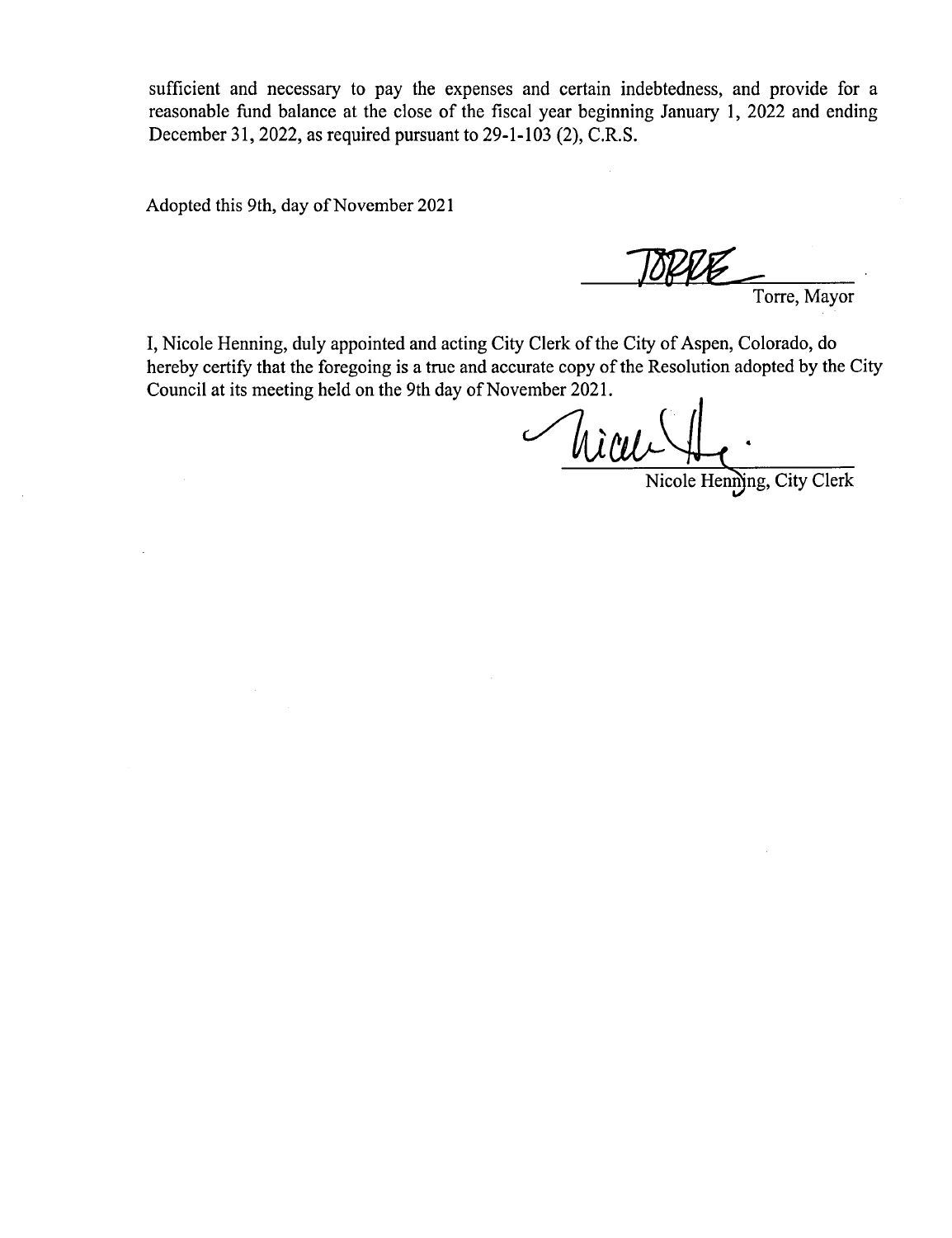sufficient and necessary to pay the expenses and certain indebtedness, and provide for a reasonable fund balance at the close of the fiscal year beginning January 1, 2022 and ending December 31, 2022, as required pursuant to 29-1-103 (2), C.R.S.

Adopted this 9th, day of November 2021

Torre, Mayor

I, Nicole Henning, duly appointed and acting City Clerk of the City of Aspen, Colorado, do hereby certify that the foregoing is a true and accurate copy of the Resolution adopted by the City Council at its meeting held on the 9th day of November 2021.

Nicole Henning, City Clerk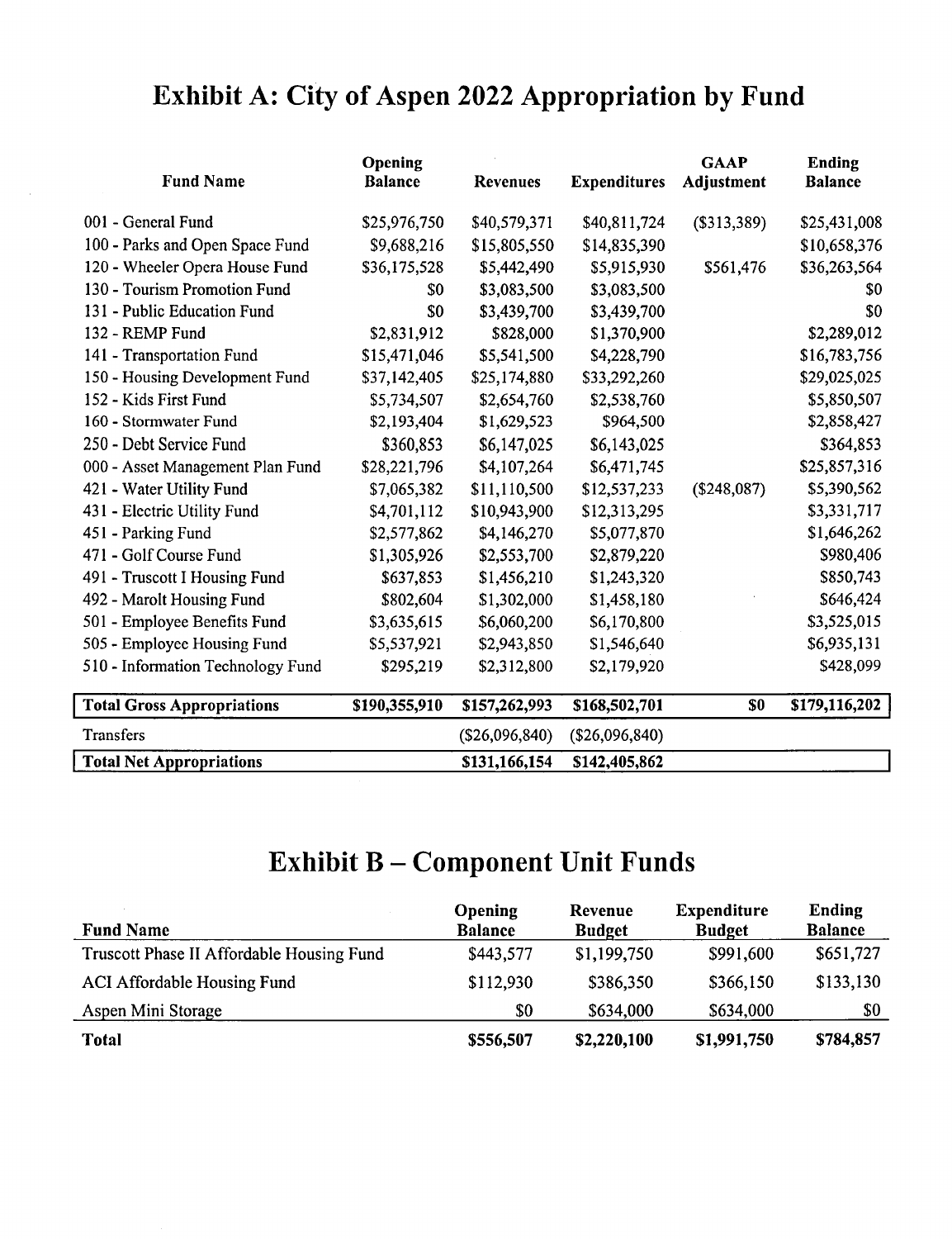# Exhibit A: City of Aspen 2022 Appropriation by Fund

| Fund Name | Opening Balance | Revenues | Expenditures | GAAP Adjustment | Ending Balance |
|---|---|---|---|---|---|
| 001 - General Fund | $25,976,750 | $40,579,371 | $40,811,724 | ($313,389) | $25,431,008 |
| 100 - Parks and Open Space Fund | $9,688,216 | $15,805,550 | $14,835,390 | | $10,658,376 |
| 120 - Wheeler Opera House Fund | $36,175,528 | $5,442,490 | $5,915,930 | $561,476 | $36,263,564 |
| 130 - Tourism Promotion Fund | $0 | $3,083,500 | $3,083,500 | | $0 |
| 131 - Public Education Fund | $0 | $3,439,700 | $3,439,700 | | $0 |
| 132 - REMP Fund | $2,831,912 | $828,000 | $1,370,900 | | $2,289,012 |
| 141 - Transportation Fund | $15,471,046 | $5,541,500 | $4,228,790 | | $16,783,756 |
| 150 - Housing Development Fund | $37,142,405 | $25,174,880 | $33,292,260 | | $29,025,025 |
| 152 - Kids First Fund | $5,734,507 | $2,654,760 | $2,538,760 | | $5,850,507 |
| 160 - Stormwater Fund | $2,193,404 | $1,629,523 | $964,500 | | $2,858,427 |
| 250 - Debt Service Fund | $360,853 | $6,147,025 | $6,143,025 | | $364,853 |
| 000 - Asset Management Plan Fund | $28,221,796 | $4,107,264 | $6,471,745 | | $25,857,316 |
| 421 - Water Utility Fund | $7,065,382 | $11,110,500 | $12,537,233 | ($248,087) | $5,390,562 |
| 431 - Electric Utility Fund | $4,701,112 | $10,943,900 | $12,313,295 | | $3,331,717 |
| 451 - Parking Fund | $2,577,862 | $4,146,270 | $5,077,870 | | $1,646,262 |
| 471 - Golf Course Fund | $1,305,926 | $2,553,700 | $2,879,220 | | $980,406 |
| 491 - Truscott I Housing Fund | $637,853 | $1,456,210 | $1,243,320 | | $850,743 |
| 492 - Marolt Housing Fund | $802,604 | $1,302,000 | $1,458,180 | | $646,424 |
| 501 - Employee Benefits Fund | $3,635,615 | $6,060,200 | $6,170,800 | | $3,525,015 |
| 505 - Employee Housing Fund | $5,537,921 | $2,943,850 | $1,546,640 | | $6,935,131 |
| 510 - Information Technology Fund | $295,219 | $2,312,800 | $2,179,920 | | $428,099 |
| **Total Gross Appropriations** | **$190,355,910** | **$157,262,993** | **$168,502,701** | **$0** | **$179,116,202** |
| Transfers | | ($26,096,840) | ($26,096,840) | | |
| **Total Net Appropriations** | | **$131,166,154** | **$142,405,862** | | |

# Exhibit B – Component Unit Funds

| Fund Name | Opening Balance | Revenue Budget | Expenditure Budget | Ending Balance |
|---|---|---|---|---|
| Truscott Phase II Affordable Housing Fund | $443,577 | $1,199,750 | $991,600 | $651,727 |
| ACI Affordable Housing Fund | $112,930 | $386,350 | $366,150 | $133,130 |
| Aspen Mini Storage | $0 | $634,000 | $634,000 | $0 |
| **Total** | **$556,507** | **$2,220,100** | **$1,991,750** | **$784,857** |